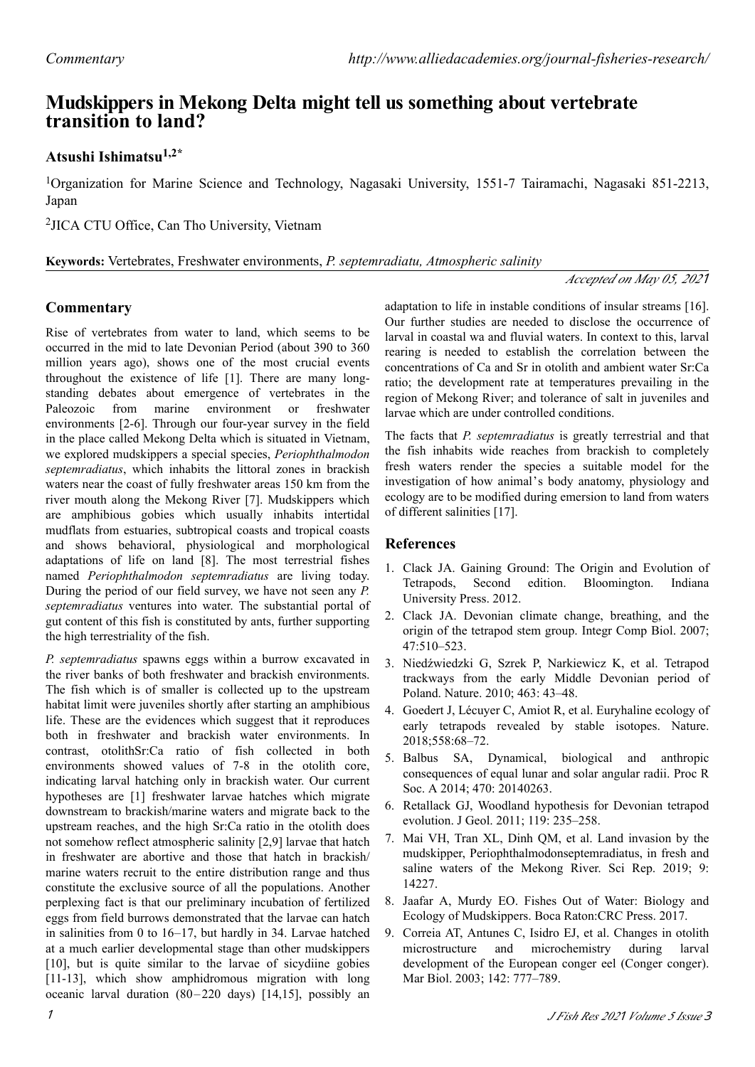# Mudskippers in Mekong Delta might tell us something about vertebrate transition to land?

## Atsushi Ishimatsu[1,2*]

[1]Organization for Marine Science and Technology, Nagasaki University, 1551-7 Tairamachi, Nagasaki 851-2213, Japan

[2]JICA CTU Office, Can Tho University, Vietnam

**Keywords:** Vertebrates, Freshwater environments, *P. septemradiatu, Atmospheric salinity*

*Accepted on May 05, 2021*

## Commentary

Rise of vertebrates from water to land, which seems to be occurred in the mid to late Devonian Period (about 390 to 360 million years ago), shows one of the most crucial events throughout the existence of life [1]. There are many long-standing debates about emergence of vertebrates in the Paleozoic from marine environment or freshwater environments [2-6]. Through our four-year survey in the field in the place called Mekong Delta which is situated in Vietnam, we explored mudskippers a special species, *Periophthalmodon septemradiatus*, which inhabits the littoral zones in brackish waters near the coast of fully freshwater areas 150 km from the river mouth along the Mekong River [7]. Mudskippers which are amphibious gobies which usually inhabits intertidal mudflats from estuaries, subtropical coasts and tropical coasts and shows behavioral, physiological and morphological adaptations of life on land [8]. The most terrestrial fishes named *Periophthalmodon septemradiatus* are living today. During the period of our field survey, we have not seen any *P. septemradiatus* ventures into water. The substantial portal of gut content of this fish is constituted by ants, further supporting the high terrestriality of the fish.

*P. septemradiatus* spawns eggs within a burrow excavated in the river banks of both freshwater and brackish environments. The fish which is of smaller is collected up to the upstream habitat limit were juveniles shortly after starting an amphibious life. These are the evidences which suggest that it reproduces both in freshwater and brackish water environments. In contrast, otolithSr:Ca ratio of fish collected in both environments showed values of 7-8 in the otolith core, indicating larval hatching only in brackish water. Our current hypotheses are [1] freshwater larvae hatches which migrate downstream to brackish/marine waters and migrate back to the upstream reaches, and the high Sr:Ca ratio in the otolith does not somehow reflect atmospheric salinity [2,9] larvae that hatch in freshwater are abortive and those that hatch in brackish/ marine waters recruit to the entire distribution range and thus constitute the exclusive source of all the populations. Another perplexing fact is that our preliminary incubation of fertilized eggs from field burrows demonstrated that the larvae can hatch in salinities from 0 to 16–17, but hardly in 34. Larvae hatched at a much earlier developmental stage than other mudskippers [10], but is quite similar to the larvae of sicydiine gobies [11-13], which show amphidromous migration with long oceanic larval duration (80–220 days) [14,15], possibly an adaptation to life in instable conditions of insular streams [16]. Our further studies are needed to disclose the occurrence of larval in coastal wa and fluvial waters. In context to this, larval rearing is needed to establish the correlation between the concentrations of Ca and Sr in otolith and ambient water Sr:Ca ratio; the development rate at temperatures prevailing in the region of Mekong River; and tolerance of salt in juveniles and larvae which are under controlled conditions.

The facts that *P. septemradiatus* is greatly terrestrial and that the fish inhabits wide reaches from brackish to completely fresh waters render the species a suitable model for the investigation of how animal's body anatomy, physiology and ecology are to be modified during emersion to land from waters of different salinities [17].

## References

1. Clack JA. Gaining Ground: The Origin and Evolution of Tetrapods, Second edition. Bloomington. Indiana University Press. 2012.
2. Clack JA. Devonian climate change, breathing, and the origin of the tetrapod stem group. Integr Comp Biol. 2007; 47:510–523.
3. Niedźwiedzki G, Szrek P, Narkiewicz K, et al. Tetrapod trackways from the early Middle Devonian period of Poland. Nature. 2010; 463: 43–48.
4. Goedert J, Lécuyer C, Amiot R, et al. Euryhaline ecology of early tetrapods revealed by stable isotopes. Nature. 2018;558:68–72.
5. Balbus SA, Dynamical, biological and anthropic consequences of equal lunar and solar angular radii. Proc R Soc. A 2014; 470: 20140263.
6. Retallack GJ, Woodland hypothesis for Devonian tetrapod evolution. J Geol. 2011; 119: 235–258.
7. Mai VH, Tran XL, Dinh QM, et al. Land invasion by the mudskipper, Periophthalmodonseptemradiatus, in fresh and saline waters of the Mekong River. Sci Rep. 2019; 9: 14227.
8. Jaafar A, Murdy EO. Fishes Out of Water: Biology and Ecology of Mudskippers. Boca Raton:CRC Press. 2017.
9. Correia AT, Antunes C, Isidro EJ, et al. Changes in otolith microstructure and microchemistry during larval development of the European conger eel (Conger conger). Mar Biol. 2003; 142: 777–789.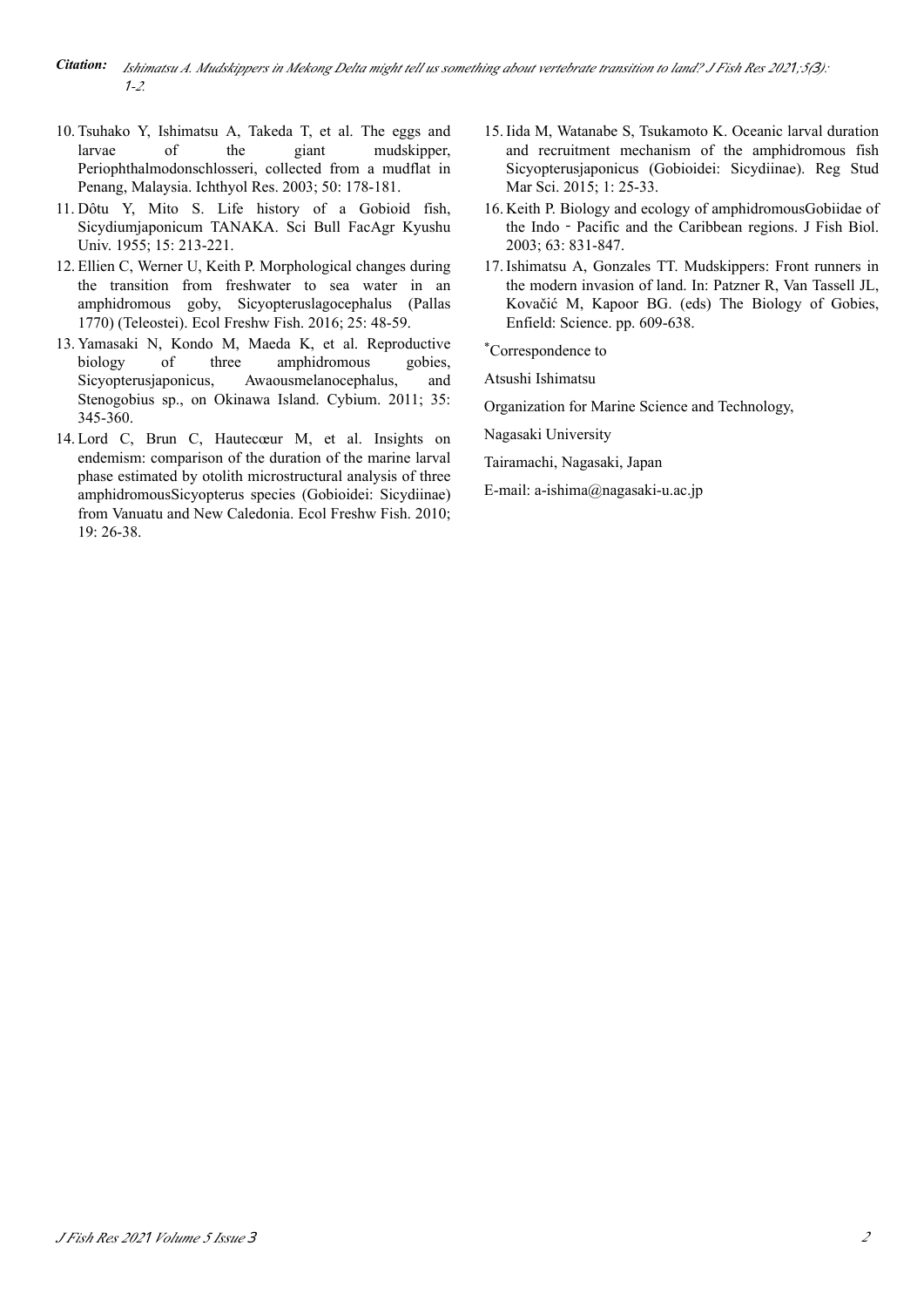10. Tsuhako Y, Ishimatsu A, Takeda T, et al. The eggs and larvae of the giant mudskipper, Periophthalmodonschlosseri, collected from a mudflat in Penang, Malaysia. Ichthyol Res. 2003; 50: 178-181.
11. Dôtu Y, Mito S. Life history of a Gobioid fish, Sicydiumjaponicum TANAKA. Sci Bull FacAgr Kyushu Univ. 1955; 15: 213-221.
12. Ellien C, Werner U, Keith P. Morphological changes during the transition from freshwater to sea water in an amphidromous goby, Sicyopteruslagocephalus (Pallas 1770) (Teleostei). Ecol Freshw Fish. 2016; 25: 48-59.
13. Yamasaki N, Kondo M, Maeda K, et al. Reproductive biology of three amphidromous gobies, Sicyopterusjaponicus, Awaousmelanocephalus, and Stenogobius sp., on Okinawa Island. Cybium. 2011; 35: 345-360.
14. Lord C, Brun C, Hautecœur M, et al. Insights on endemism: comparison of the duration of the marine larval phase estimated by otolith microstructural analysis of three amphidromousSicyopterus species (Gobioidei: Sicydiinae) from Vanuatu and New Caledonia. Ecol Freshw Fish. 2010; 19: 26-38.
15. Iida M, Watanabe S, Tsukamoto K. Oceanic larval duration and recruitment mechanism of the amphidromous fish Sicyopterusjaponicus (Gobioidei: Sicydiinae). Reg Stud Mar Sci. 2015; 1: 25-33.
16. Keith P. Biology and ecology of amphidromousGobiidae of the Indo - Pacific and the Caribbean regions. J Fish Biol. 2003; 63: 831-847.
17. Ishimatsu A, Gonzales TT. Mudskippers: Front runners in the modern invasion of land. In: Patzner R, Van Tassell JL, Kovačić M, Kapoor BG. (eds) The Biology of Gobies, Enfield: Science. pp. 609-638.

*Correspondence to

Atsushi Ishimatsu

Organization for Marine Science and Technology,

Nagasaki University

Tairamachi, Nagasaki, Japan

E-mail: a-ishima@nagasaki-u.ac.jp